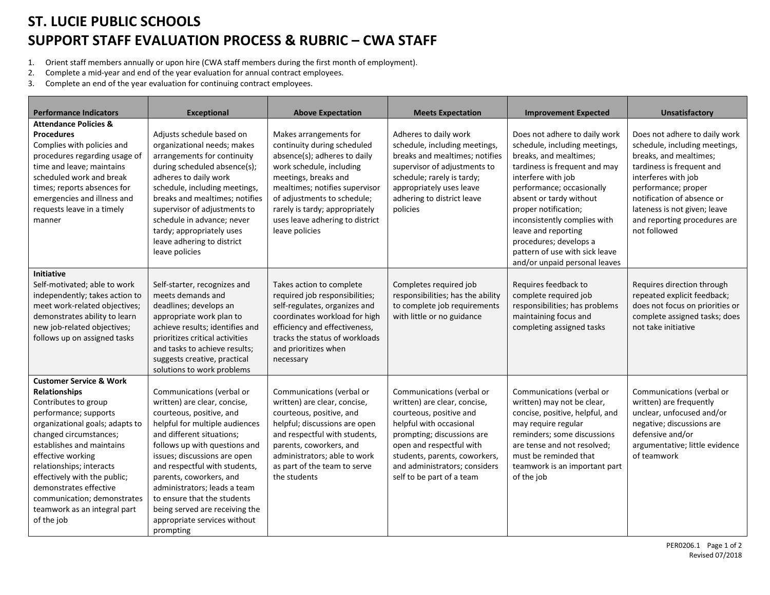# ST. LUCIE PUBLIC SCHOOLS
# SUPPORT STAFF EVALUATION PROCESS & RUBRIC – CWA STAFF

1. Orient staff members annually or upon hire (CWA staff members during the first month of employment).
2. Complete a mid-year and end of the year evaluation for annual contract employees.
3. Complete an end of the year evaluation for continuing contract employees.

| Performance Indicators | Exceptional | Above Expectation | Meets Expectation | Improvement Expected | Unsatisfactory |
|---|---|---|---|---|---|
| **Attendance Policies & Procedures**<br>Complies with policies and procedures regarding usage of time and leave; maintains scheduled work and break times; reports absences for emergencies and illness and requests leave in a timely manner | Adjusts schedule based on organizational needs; makes arrangements for continuity during scheduled absence(s); adheres to daily work schedule, including meetings, breaks and mealtimes; notifies supervisor of adjustments to schedule in advance; never tardy; appropriately uses leave adhering to district leave policies | Makes arrangements for continuity during scheduled absence(s); adheres to daily work schedule, including meetings, breaks and mealtimes; notifies supervisor of adjustments to schedule; rarely is tardy; appropriately uses leave adhering to district leave policies | Adheres to daily work schedule, including meetings, breaks and mealtimes; notifies supervisor of adjustments to schedule; rarely is tardy; appropriately uses leave adhering to district leave policies | Does not adhere to daily work schedule, including meetings, breaks, and mealtimes; tardiness is frequent and may interfere with job performance; occasionally absent or tardy without proper notification; inconsistently complies with leave and reporting procedures; develops a pattern of use with sick leave and/or unpaid personal leaves | Does not adhere to daily work schedule, including meetings, breaks, and mealtimes; tardiness is frequent and interferes with job performance; proper notification of absence or lateness is not given; leave and reporting procedures are not followed |
| **Initiative**<br>Self-motivated; able to work independently; takes action to meet work-related objectives; demonstrates ability to learn new job-related objectives; follows up on assigned tasks | Self-starter, recognizes and meets demands and deadlines; develops an appropriate work plan to achieve results; identifies and prioritizes critical activities and tasks to achieve results; suggests creative, practical solutions to work problems | Takes action to complete required job responsibilities; self-regulates, organizes and coordinates workload for high efficiency and effectiveness, tracks the status of workloads and prioritizes when necessary | Completes required job responsibilities; has the ability to complete job requirements with little or no guidance | Requires feedback to complete required job responsibilities; has problems maintaining focus and completing assigned tasks | Requires direction through repeated explicit feedback; does not focus on priorities or complete assigned tasks; does not take initiative |
| **Customer Service & Work Relationships**<br>Contributes to group performance; supports organizational goals; adapts to changed circumstances; establishes and maintains effective working relationships; interacts effectively with the public; demonstrates effective communication; demonstrates teamwork as an integral part of the job | Communications (verbal or written) are clear, concise, courteous, positive, and helpful for multiple audiences and different situations; follows up with questions and issues; discussions are open and respectful with students, parents, coworkers, and administrators; leads a team to ensure that the students being served are receiving the appropriate services without prompting | Communications (verbal or written) are clear, concise, courteous, positive, and helpful; discussions are open and respectful with students, parents, coworkers, and administrators; able to work as part of the team to serve the students | Communications (verbal or written) are clear, concise, courteous, positive and helpful with occasional prompting; discussions are open and respectful with students, parents, coworkers, and administrators; considers self to be part of a team | Communications (verbal or written) may not be clear, concise, positive, helpful, and may require regular reminders; some discussions are tense and not resolved; must be reminded that teamwork is an important part of the job | Communications (verbal or written) are frequently unclear, unfocused and/or negative; discussions are defensive and/or argumentative; little evidence of teamwork |

PER0206.1
Revised 07/2018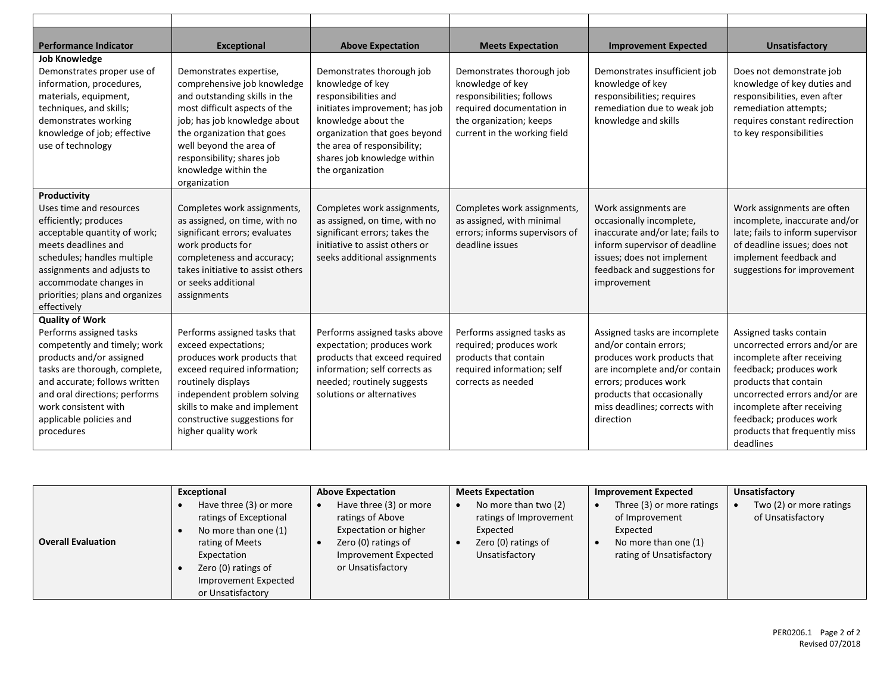| Performance Indicator | Exceptional | Above Expectation | Meets Expectation | Improvement Expected | Unsatisfactory |
|---|---|---|---|---|---|
| **Job Knowledge**<br>Demonstrates proper use of information, procedures, materials, equipment, techniques, and skills; demonstrates working knowledge of job; effective use of technology | Demonstrates expertise, comprehensive job knowledge and outstanding skills in the most difficult aspects of the job; has job knowledge about the organization that goes well beyond the area of responsibility; shares job knowledge within the organization | Demonstrates thorough job knowledge of key responsibilities and initiates improvement; has job knowledge about the organization that goes beyond the area of responsibility; shares job knowledge within the organization | Demonstrates thorough job knowledge of key responsibilities; follows required documentation in the organization; keeps current in the working field | Demonstrates insufficient job knowledge of key responsibilities; requires remediation due to weak job knowledge and skills | Does not demonstrate job knowledge of key duties and responsibilities, even after remediation attempts; requires constant redirection to key responsibilities |
| **Productivity**<br>Uses time and resources efficiently; produces acceptable quantity of work; meets deadlines and schedules; handles multiple assignments and adjusts to accommodate changes in priorities; plans and organizes effectively | Completes work assignments, as assigned, on time, with no significant errors; evaluates work products for completeness and accuracy; takes initiative to assist others or seeks additional assignments | Completes work assignments, as assigned, on time, with no significant errors; takes the initiative to assist others or seeks additional assignments | Completes work assignments, as assigned, with minimal errors; informs supervisors of deadline issues | Work assignments are occasionally incomplete, inaccurate and/or late; fails to inform supervisor of deadline issues; does not implement feedback and suggestions for improvement | Work assignments are often incomplete, inaccurate and/or late; fails to inform supervisor of deadline issues; does not implement feedback and suggestions for improvement |
| **Quality of Work**<br>Performs assigned tasks competently and timely; work products and/or assigned tasks are thorough, complete, and accurate; follows written and oral directions; performs work consistent with applicable policies and procedures | Performs assigned tasks that exceed expectations; produces work products that exceed required information; routinely displays independent problem solving skills to make and implement constructive suggestions for higher quality work | Performs assigned tasks above expectation; produces work products that exceed required information; self corrects as needed; routinely suggests solutions or alternatives | Performs assigned tasks as required; produces work products that contain required information; self corrects as needed | Assigned tasks are incomplete and/or contain errors; produces work products that are incomplete and/or contain errors; produces work products that occasionally miss deadlines; corrects with direction | Assigned tasks contain uncorrected errors and/or are incomplete after receiving feedback; produces work products that contain uncorrected errors and/or are incomplete after receiving feedback; produces work products that frequently miss deadlines |

| | Exceptional | Above Expectation | Meets Expectation | Improvement Expected | Unsatisfactory |
|---|---|---|---|---|---|
| **Overall Evaluation** | • Have three (3) or more ratings of Exceptional<br>• No more than one (1) rating of Meets Expectation<br>• Zero (0) ratings of Improvement Expected or Unsatisfactory | • Have three (3) or more ratings of Above Expectation or higher<br>• Zero (0) ratings of Improvement Expected or Unsatisfactory | • No more than two (2) ratings of Improvement Expected<br>• Zero (0) ratings of Unsatisfactory | • Three (3) or more ratings of Improvement Expected<br>• No more than one (1) rating of Unsatisfactory | • Two (2) or more ratings of Unsatisfactory |

PER0206.1
Revised 07/2018